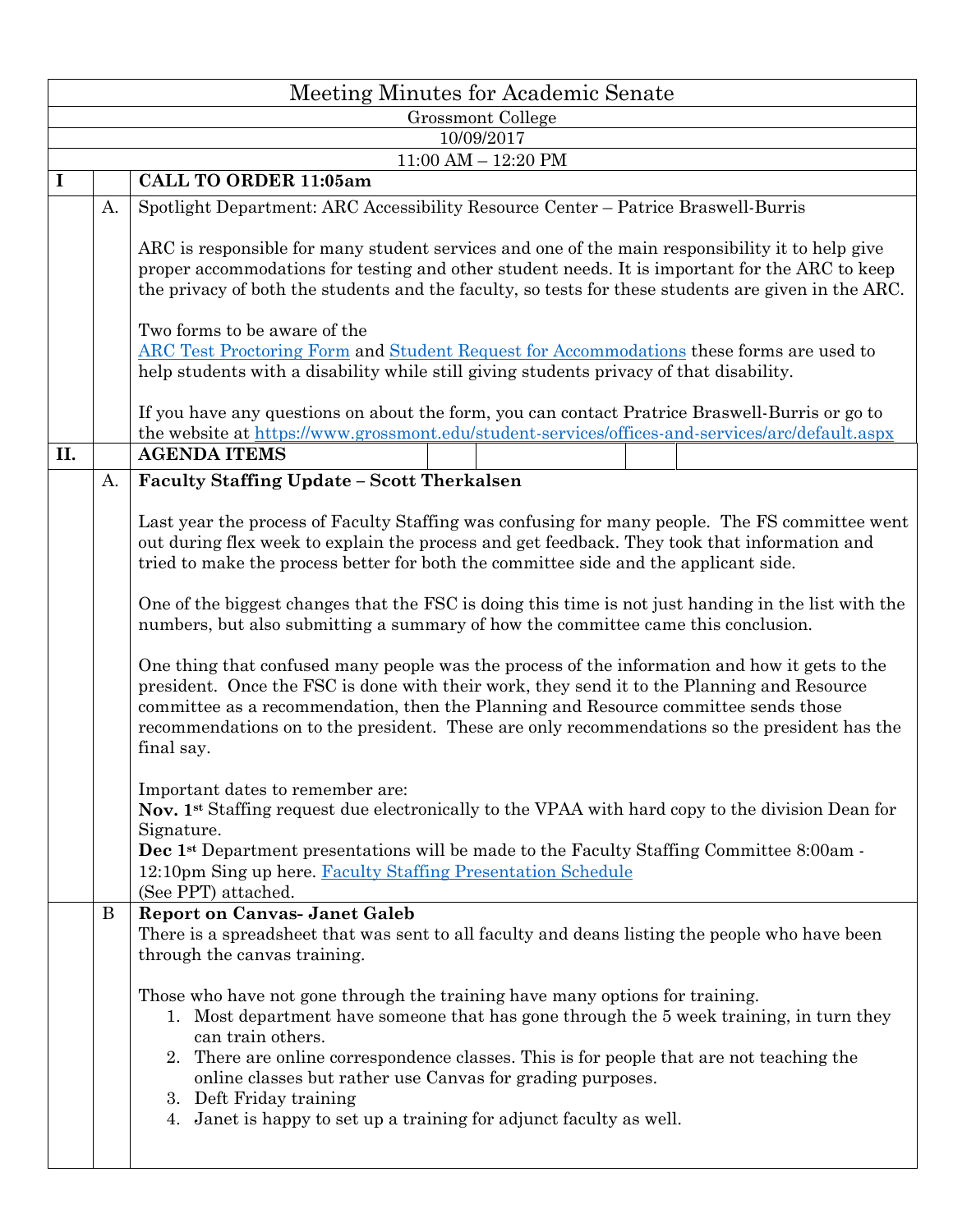# Meeting Minutes for Academic Senate

Grossmont College

10/09/2017

11:00 AM – 12:20 PM

## I CALL TO ORDER 11:05am

### A. Spotlight Department: ARC Accessibility Resource Center – Patrice Braswell-Burris

ARC is responsible for many student services and one of the main responsibility it to help give proper accommodations for testing and other student needs. It is important for the ARC to keep the privacy of both the students and the faculty, so tests for these students are given in the ARC.

Two forms to be aware of the
ARC Test Proctoring Form and Student Request for Accommodations these forms are used to help students with a disability while still giving students privacy of that disability.

If you have any questions on about the form, you can contact Pratrice Braswell-Burris or go to the website at https://www.grossmont.edu/student-services/offices-and-services/arc/default.aspx

## II. AGENDA ITEMS

### A. Faculty Staffing Update – Scott Therkalsen

Last year the process of Faculty Staffing was confusing for many people. The FS committee went out during flex week to explain the process and get feedback. They took that information and tried to make the process better for both the committee side and the applicant side.

One of the biggest changes that the FSC is doing this time is not just handing in the list with the numbers, but also submitting a summary of how the committee came this conclusion.

One thing that confused many people was the process of the information and how it gets to the president. Once the FSC is done with their work, they send it to the Planning and Resource committee as a recommendation, then the Planning and Resource committee sends those recommendations on to the president. These are only recommendations so the president has the final say.

Important dates to remember are:
**Nov. 1st** Staffing request due electronically to the VPAA with hard copy to the division Dean for Signature.
**Dec 1st** Department presentations will be made to the Faculty Staffing Committee 8:00am - 12:10pm Sing up here. Faculty Staffing Presentation Schedule
(See PPT) attached.

### B Report on Canvas- Janet Galeb

There is a spreadsheet that was sent to all faculty and deans listing the people who have been through the canvas training.

Those who have not gone through the training have many options for training.

1. Most department have someone that has gone through the 5 week training, in turn they can train others.
2. There are online correspondence classes. This is for people that are not teaching the online classes but rather use Canvas for grading purposes.
3. Deft Friday training
4. Janet is happy to set up a training for adjunct faculty as well.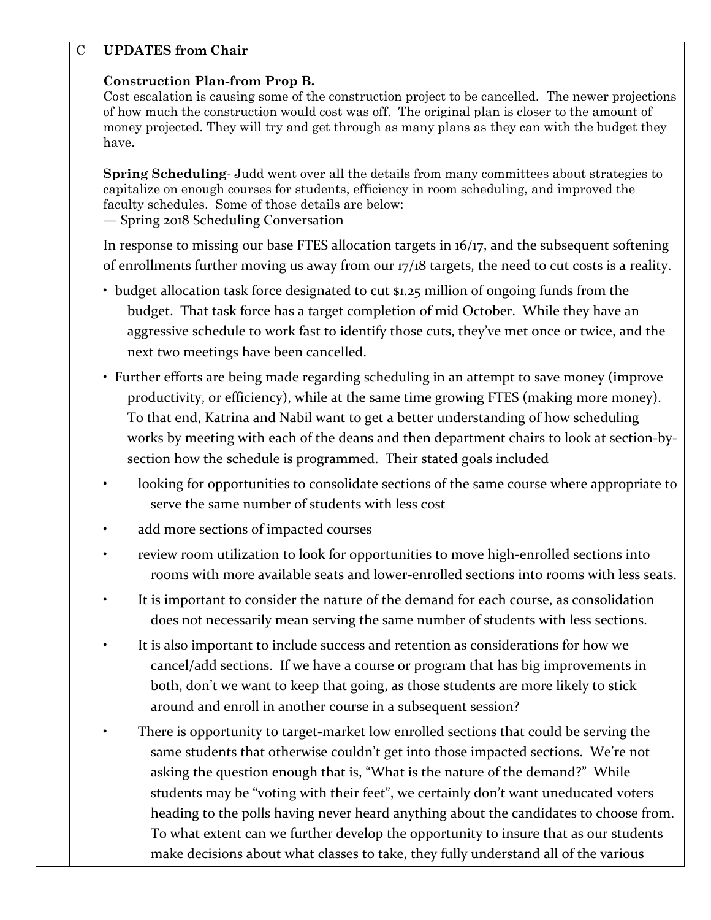C **UPDATES from Chair**

**Construction Plan-from Prop B.**
Cost escalation is causing some of the construction project to be cancelled. The newer projections of how much the construction would cost was off. The original plan is closer to the amount of money projected. They will try and get through as many plans as they can with the budget they have.

**Spring Scheduling**- Judd went over all the details from many committees about strategies to capitalize on enough courses for students, efficiency in room scheduling, and improved the faculty schedules. Some of those details are below:
— Spring 2018 Scheduling Conversation

In response to missing our base FTES allocation targets in 16/17, and the subsequent softening of enrollments further moving us away from our 17/18 targets, the need to cut costs is a reality.

- budget allocation task force designated to cut $1.25 million of ongoing funds from the budget. That task force has a target completion of mid October. While they have an aggressive schedule to work fast to identify those cuts, they've met once or twice, and the next two meetings have been cancelled.
- Further efforts are being made regarding scheduling in an attempt to save money (improve productivity, or efficiency), while at the same time growing FTES (making more money). To that end, Katrina and Nabil want to get a better understanding of how scheduling works by meeting with each of the deans and then department chairs to look at section-by-section how the schedule is programmed. Their stated goals included
- looking for opportunities to consolidate sections of the same course where appropriate to serve the same number of students with less cost
- add more sections of impacted courses
- review room utilization to look for opportunities to move high-enrolled sections into rooms with more available seats and lower-enrolled sections into rooms with less seats.
- It is important to consider the nature of the demand for each course, as consolidation does not necessarily mean serving the same number of students with less sections.
- It is also important to include success and retention as considerations for how we cancel/add sections. If we have a course or program that has big improvements in both, don't we want to keep that going, as those students are more likely to stick around and enroll in another course in a subsequent session?
- There is opportunity to target-market low enrolled sections that could be serving the same students that otherwise couldn't get into those impacted sections. We're not asking the question enough that is, "What is the nature of the demand?" While students may be "voting with their feet", we certainly don't want uneducated voters heading to the polls having never heard anything about the candidates to choose from. To what extent can we further develop the opportunity to insure that as our students make decisions about what classes to take, they fully understand all of the various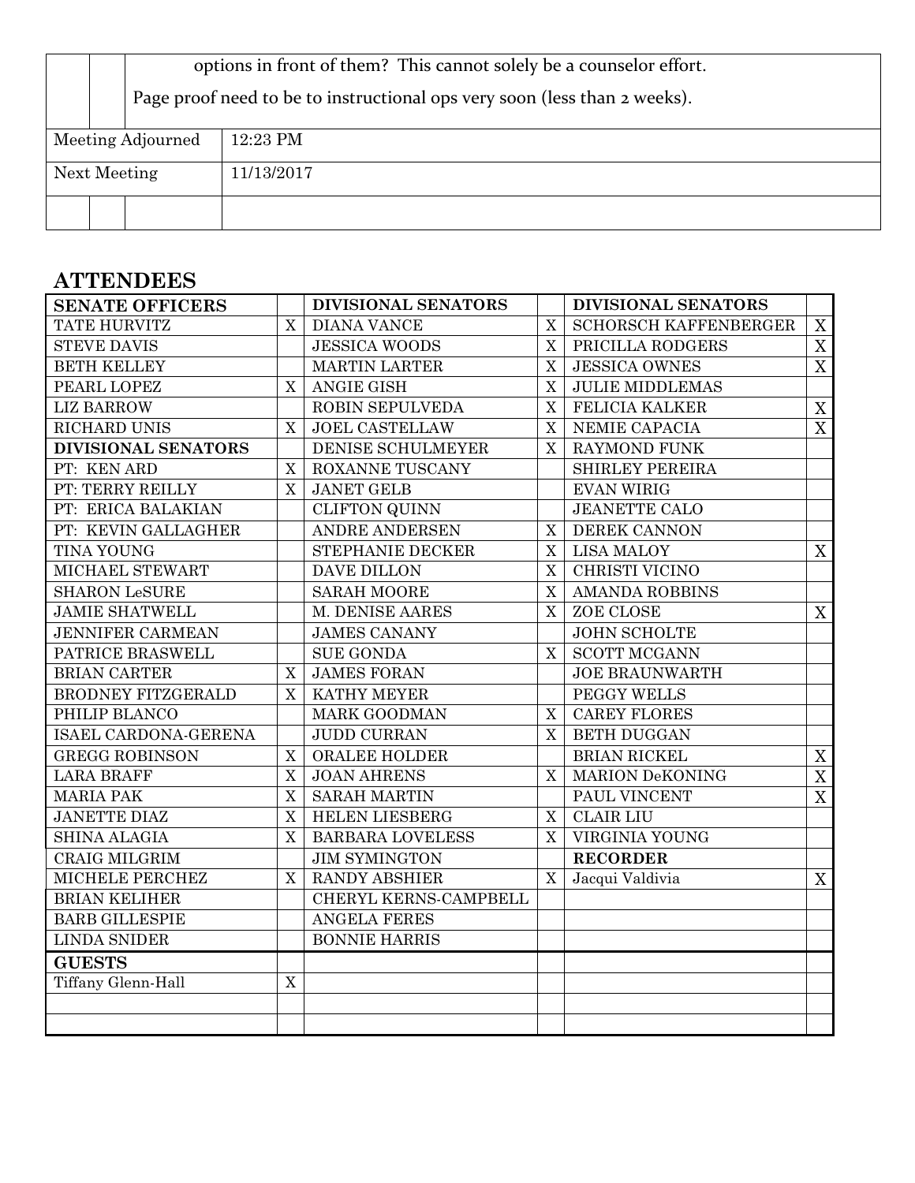| | | |
|---|---|---|
| | | options in front of them? This cannot solely be a counselor effort.<br>Page proof need to be to instructional ops very soon (less than 2 weeks). |
| Meeting Adjourned | | 12:23 PM |
| Next Meeting | | 11/13/2017 |
| | | |

## ATTENDEES

| SENATE OFFICERS | | DIVISIONAL SENATORS | | DIVISIONAL SENATORS | |
|---|---|---|---|---|---|
| TATE HURVITZ | X | DIANA VANCE | X | SCHORSCH KAFFENBERGER | X |
| STEVE DAVIS | | JESSICA WOODS | X | PRICILLA RODGERS | X |
| BETH KELLEY | | MARTIN LARTER | X | JESSICA OWNES | X |
| PEARL LOPEZ | X | ANGIE GISH | X | JULIE MIDDLEMAS | |
| LIZ BARROW | | ROBIN SEPULVEDA | X | FELICIA KALKER | X |
| RICHARD UNIS | X | JOEL CASTELLAW | X | NEMIE CAPACIA | X |
| **DIVISIONAL SENATORS** | | DENISE SCHULMEYER | X | RAYMOND FUNK | |
| PT: KEN ARD | X | ROXANNE TUSCANY | | SHIRLEY PEREIRA | |
| PT: TERRY REILLY | X | JANET GELB | | EVAN WIRIG | |
| PT: ERICA BALAKIAN | | CLIFTON QUINN | | JEANETTE CALO | |
| PT: KEVIN GALLAGHER | | ANDRE ANDERSEN | X | DEREK CANNON | |
| TINA YOUNG | | STEPHANIE DECKER | X | LISA MALOY | X |
| MICHAEL STEWART | | DAVE DILLON | X | CHRISTI VICINO | |
| SHARON LeSURE | | SARAH MOORE | X | AMANDA ROBBINS | |
| JAMIE SHATWELL | | M. DENISE AARES | X | ZOE CLOSE | X |
| JENNIFER CARMEAN | | JAMES CANANY | | JOHN SCHOLTE | |
| PATRICE BRASWELL | | SUE GONDA | X | SCOTT MCGANN | |
| BRIAN CARTER | X | JAMES FORAN | | JOE BRAUNWARTH | |
| BRODNEY FITZGERALD | X | KATHY MEYER | | PEGGY WELLS | |
| PHILIP BLANCO | | MARK GOODMAN | X | CAREY FLORES | |
| ISAEL CARDONA-GERENA | | JUDD CURRAN | X | BETH DUGGAN | |
| GREGG ROBINSON | X | ORALEE HOLDER | | BRIAN RICKEL | X |
| LARA BRAFF | X | JOAN AHRENS | X | MARION DeKONING | X |
| MARIA PAK | X | SARAH MARTIN | | PAUL VINCENT | X |
| JANETTE DIAZ | X | HELEN LIESBERG | X | CLAIR LIU | |
| SHINA ALAGIA | X | BARBARA LOVELESS | X | VIRGINIA YOUNG | |
| CRAIG MILGRIM | | JIM SYMINGTON | | **RECORDER** | |
| MICHELE PERCHEZ | X | RANDY ABSHIER | X | Jacqui Valdivia | X |
| BRIAN KELIHER | | CHERYL KERNS-CAMPBELL | | | |
| BARB GILLESPIE | | ANGELA FERES | | | |
| LINDA SNIDER | | BONNIE HARRIS | | | |
| **GUESTS** | | | | | |
| Tiffany Glenn-Hall | X | | | | |
| | | | | | |
| | | | | | |